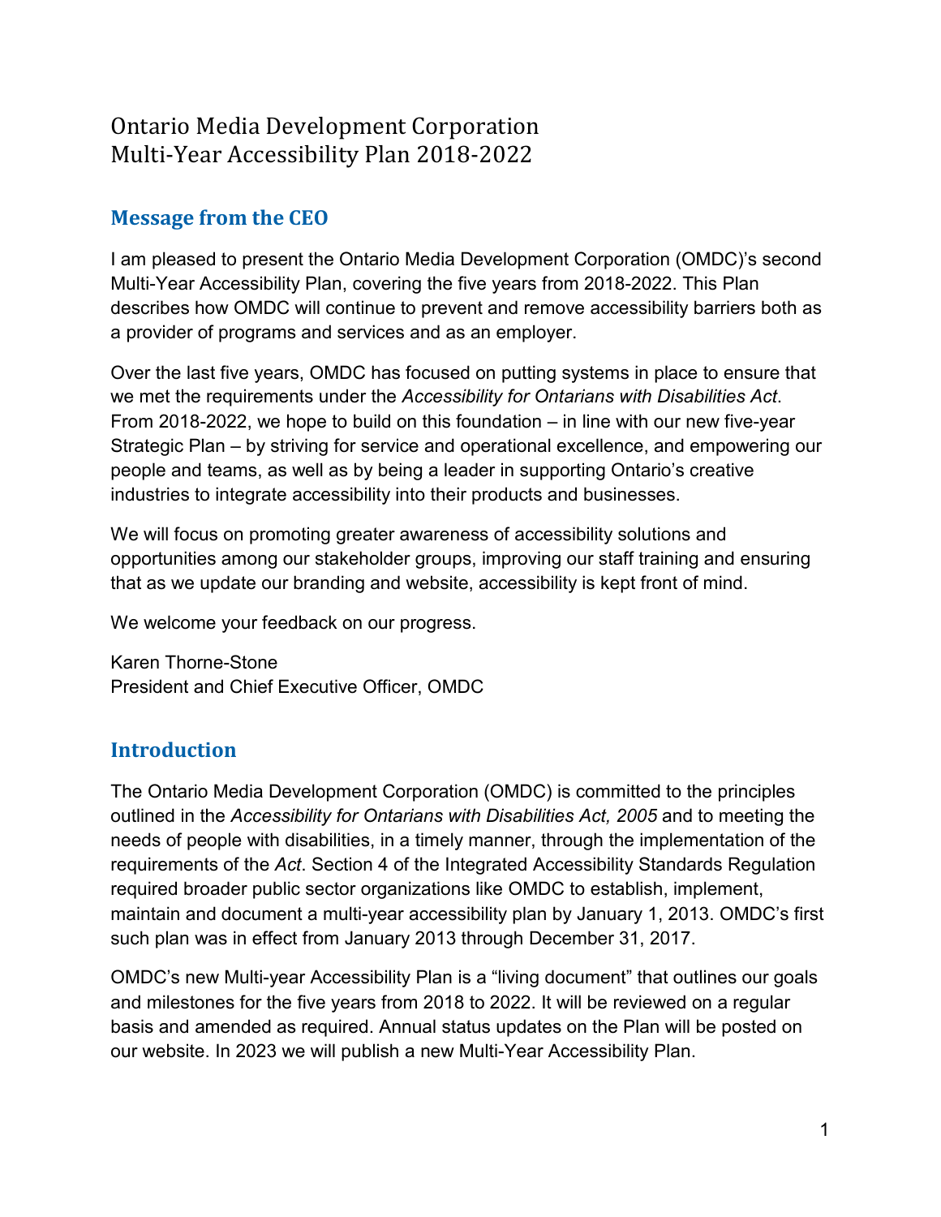# Ontario Media Development Corporation
# Multi-Year Accessibility Plan 2018-2022

## Message from the CEO

I am pleased to present the Ontario Media Development Corporation (OMDC)'s second Multi-Year Accessibility Plan, covering the five years from 2018-2022. This Plan describes how OMDC will continue to prevent and remove accessibility barriers both as a provider of programs and services and as an employer.

Over the last five years, OMDC has focused on putting systems in place to ensure that we met the requirements under the *Accessibility for Ontarians with Disabilities Act*. From 2018-2022, we hope to build on this foundation – in line with our new five-year Strategic Plan – by striving for service and operational excellence, and empowering our people and teams, as well as by being a leader in supporting Ontario's creative industries to integrate accessibility into their products and businesses.

We will focus on promoting greater awareness of accessibility solutions and opportunities among our stakeholder groups, improving our staff training and ensuring that as we update our branding and website, accessibility is kept front of mind.

We welcome your feedback on our progress.

Karen Thorne-Stone
President and Chief Executive Officer, OMDC

## Introduction

The Ontario Media Development Corporation (OMDC) is committed to the principles outlined in the *Accessibility for Ontarians with Disabilities Act, 2005* and to meeting the needs of people with disabilities, in a timely manner, through the implementation of the requirements of the *Act*. Section 4 of the Integrated Accessibility Standards Regulation required broader public sector organizations like OMDC to establish, implement, maintain and document a multi-year accessibility plan by January 1, 2013. OMDC's first such plan was in effect from January 2013 through December 31, 2017.

OMDC's new Multi-year Accessibility Plan is a "living document" that outlines our goals and milestones for the five years from 2018 to 2022. It will be reviewed on a regular basis and amended as required. Annual status updates on the Plan will be posted on our website. In 2023 we will publish a new Multi-Year Accessibility Plan.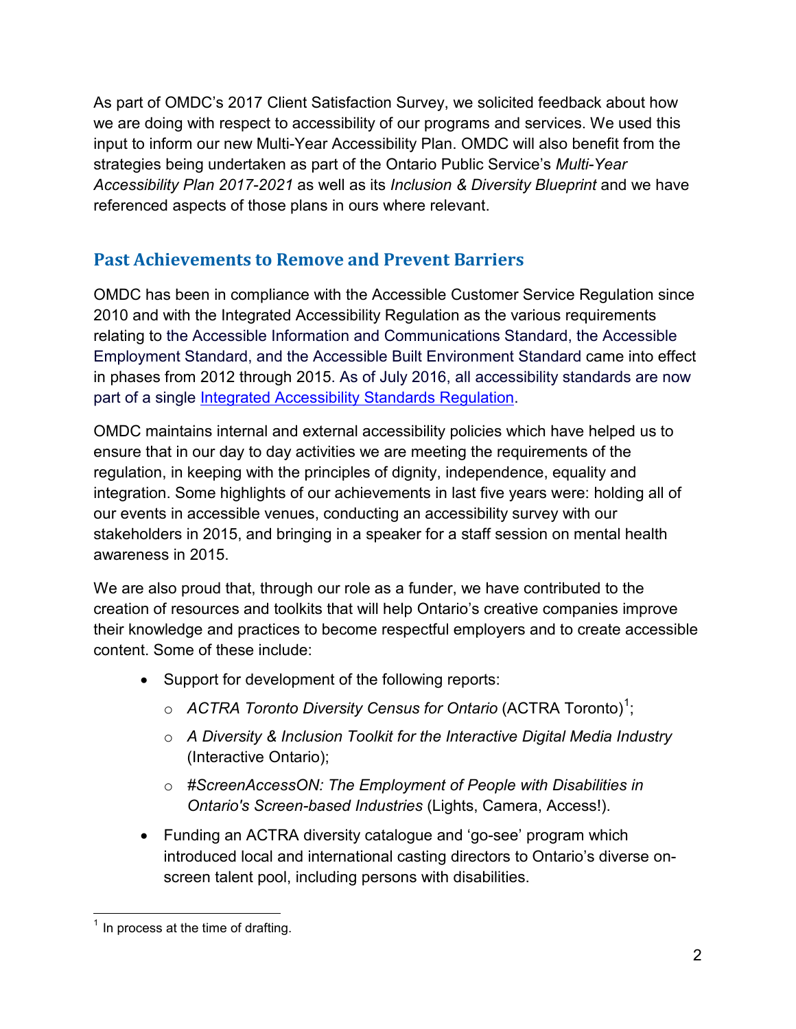As part of OMDC's 2017 Client Satisfaction Survey, we solicited feedback about how we are doing with respect to accessibility of our programs and services. We used this input to inform our new Multi-Year Accessibility Plan. OMDC will also benefit from the strategies being undertaken as part of the Ontario Public Service's *Multi-Year Accessibility Plan 2017-2021* as well as its *Inclusion & Diversity Blueprint* and we have referenced aspects of those plans in ours where relevant.

## Past Achievements to Remove and Prevent Barriers

OMDC has been in compliance with the Accessible Customer Service Regulation since 2010 and with the Integrated Accessibility Regulation as the various requirements relating to the Accessible Information and Communications Standard, the Accessible Employment Standard, and the Accessible Built Environment Standard came into effect in phases from 2012 through 2015. As of July 2016, all accessibility standards are now part of a single Integrated Accessibility Standards Regulation.

OMDC maintains internal and external accessibility policies which have helped us to ensure that in our day to day activities we are meeting the requirements of the regulation, in keeping with the principles of dignity, independence, equality and integration. Some highlights of our achievements in last five years were: holding all of our events in accessible venues, conducting an accessibility survey with our stakeholders in 2015, and bringing in a speaker for a staff session on mental health awareness in 2015.

We are also proud that, through our role as a funder, we have contributed to the creation of resources and toolkits that will help Ontario's creative companies improve their knowledge and practices to become respectful employers and to create accessible content. Some of these include:

- Support for development of the following reports:
  - *ACTRA Toronto Diversity Census for Ontario* (ACTRA Toronto)[1];
  - *A Diversity & Inclusion Toolkit for the Interactive Digital Media Industry* (Interactive Ontario);
  - *#ScreenAccessON: The Employment of People with Disabilities in Ontario's Screen-based Industries* (Lights, Camera, Access!).
- Funding an ACTRA diversity catalogue and 'go-see' program which introduced local and international casting directors to Ontario's diverse on-screen talent pool, including persons with disabilities.

[1] In process at the time of drafting.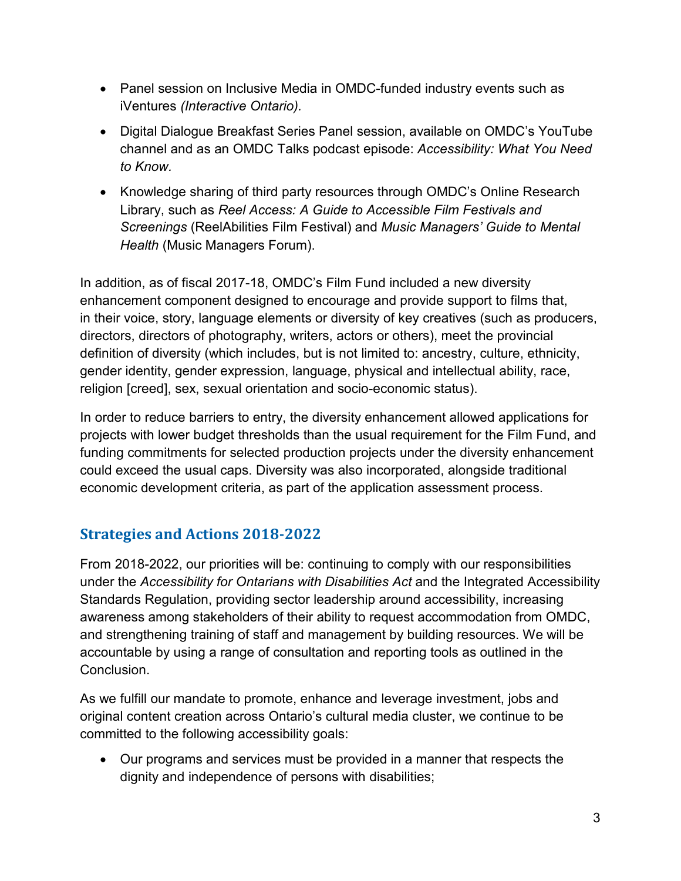- Panel session on Inclusive Media in OMDC-funded industry events such as iVentures *(Interactive Ontario).*
- Digital Dialogue Breakfast Series Panel session, available on OMDC's YouTube channel and as an OMDC Talks podcast episode: *Accessibility: What You Need to Know.*
- Knowledge sharing of third party resources through OMDC's Online Research Library, such as *Reel Access: A Guide to Accessible Film Festivals and Screenings* (ReelAbilities Film Festival) and *Music Managers' Guide to Mental Health* (Music Managers Forum).

In addition, as of fiscal 2017-18, OMDC's Film Fund included a new diversity enhancement component designed to encourage and provide support to films that, in their voice, story, language elements or diversity of key creatives (such as producers, directors, directors of photography, writers, actors or others), meet the provincial definition of diversity (which includes, but is not limited to: ancestry, culture, ethnicity, gender identity, gender expression, language, physical and intellectual ability, race, religion [creed], sex, sexual orientation and socio-economic status).

In order to reduce barriers to entry, the diversity enhancement allowed applications for projects with lower budget thresholds than the usual requirement for the Film Fund, and funding commitments for selected production projects under the diversity enhancement could exceed the usual caps. Diversity was also incorporated, alongside traditional economic development criteria, as part of the application assessment process.

## Strategies and Actions 2018-2022

From 2018-2022, our priorities will be: continuing to comply with our responsibilities under the *Accessibility for Ontarians with Disabilities Act* and the Integrated Accessibility Standards Regulation, providing sector leadership around accessibility, increasing awareness among stakeholders of their ability to request accommodation from OMDC, and strengthening training of staff and management by building resources. We will be accountable by using a range of consultation and reporting tools as outlined in the Conclusion.

As we fulfill our mandate to promote, enhance and leverage investment, jobs and original content creation across Ontario's cultural media cluster, we continue to be committed to the following accessibility goals:

- Our programs and services must be provided in a manner that respects the dignity and independence of persons with disabilities;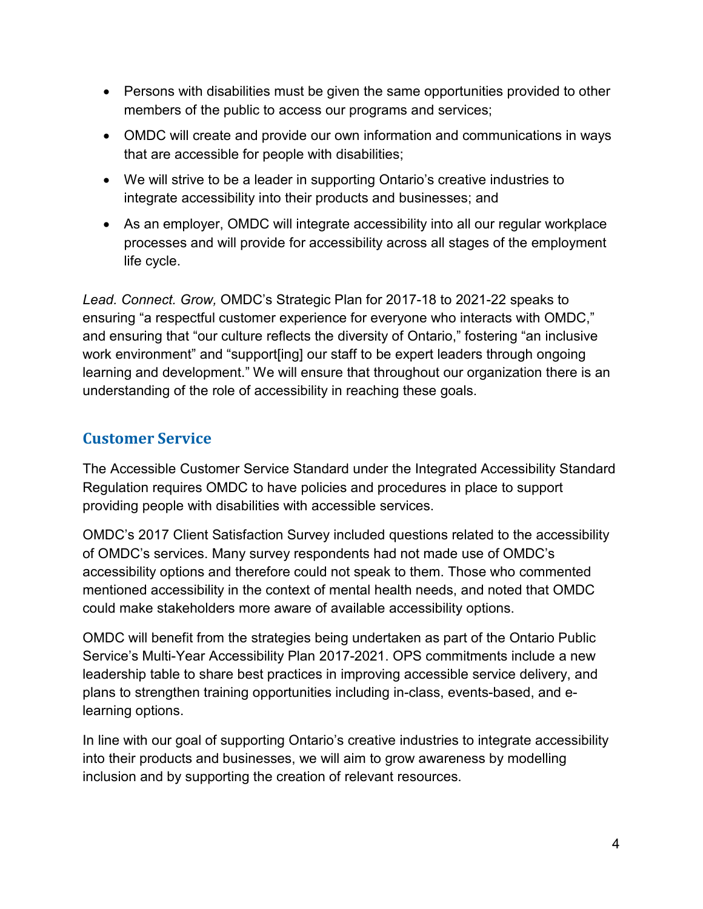- Persons with disabilities must be given the same opportunities provided to other members of the public to access our programs and services;
- OMDC will create and provide our own information and communications in ways that are accessible for people with disabilities;
- We will strive to be a leader in supporting Ontario's creative industries to integrate accessibility into their products and businesses; and
- As an employer, OMDC will integrate accessibility into all our regular workplace processes and will provide for accessibility across all stages of the employment life cycle.

*Lead. Connect. Grow,* OMDC's Strategic Plan for 2017-18 to 2021-22 speaks to ensuring "a respectful customer experience for everyone who interacts with OMDC," and ensuring that "our culture reflects the diversity of Ontario," fostering "an inclusive work environment" and "support[ing] our staff to be expert leaders through ongoing learning and development." We will ensure that throughout our organization there is an understanding of the role of accessibility in reaching these goals.

## Customer Service

The Accessible Customer Service Standard under the Integrated Accessibility Standard Regulation requires OMDC to have policies and procedures in place to support providing people with disabilities with accessible services.

OMDC's 2017 Client Satisfaction Survey included questions related to the accessibility of OMDC's services. Many survey respondents had not made use of OMDC's accessibility options and therefore could not speak to them. Those who commented mentioned accessibility in the context of mental health needs, and noted that OMDC could make stakeholders more aware of available accessibility options.

OMDC will benefit from the strategies being undertaken as part of the Ontario Public Service's Multi-Year Accessibility Plan 2017-2021. OPS commitments include a new leadership table to share best practices in improving accessible service delivery, and plans to strengthen training opportunities including in-class, events-based, and e-learning options.

In line with our goal of supporting Ontario's creative industries to integrate accessibility into their products and businesses, we will aim to grow awareness by modelling inclusion and by supporting the creation of relevant resources.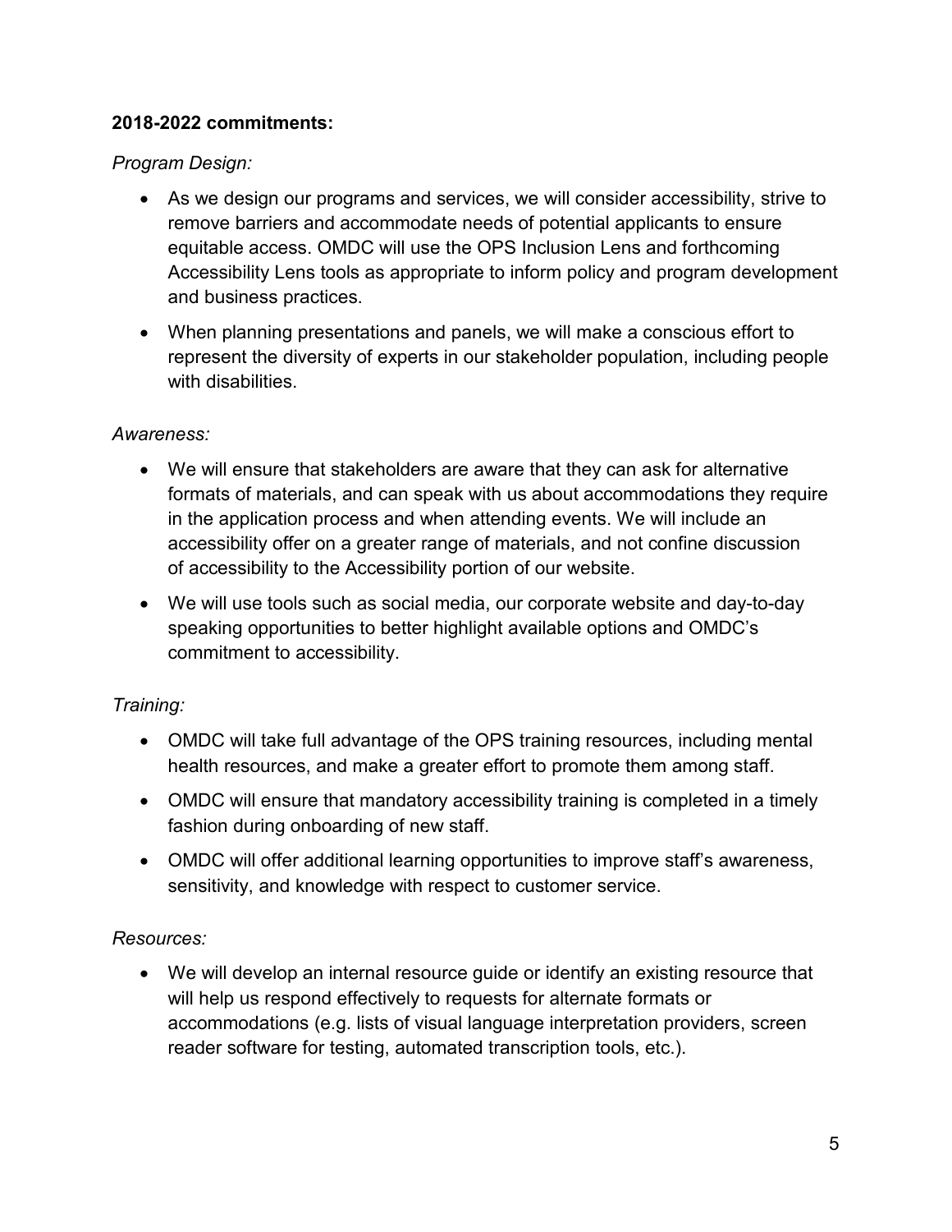**2018-2022 commitments:**

*Program Design:*

- As we design our programs and services, we will consider accessibility, strive to remove barriers and accommodate needs of potential applicants to ensure equitable access. OMDC will use the OPS Inclusion Lens and forthcoming Accessibility Lens tools as appropriate to inform policy and program development and business practices.
- When planning presentations and panels, we will make a conscious effort to represent the diversity of experts in our stakeholder population, including people with disabilities.

*Awareness:*

- We will ensure that stakeholders are aware that they can ask for alternative formats of materials, and can speak with us about accommodations they require in the application process and when attending events. We will include an accessibility offer on a greater range of materials, and not confine discussion of accessibility to the Accessibility portion of our website.
- We will use tools such as social media, our corporate website and day-to-day speaking opportunities to better highlight available options and OMDC's commitment to accessibility.

*Training:*

- OMDC will take full advantage of the OPS training resources, including mental health resources, and make a greater effort to promote them among staff.
- OMDC will ensure that mandatory accessibility training is completed in a timely fashion during onboarding of new staff.
- OMDC will offer additional learning opportunities to improve staff's awareness, sensitivity, and knowledge with respect to customer service.

*Resources:*

- We will develop an internal resource guide or identify an existing resource that will help us respond effectively to requests for alternate formats or accommodations (e.g. lists of visual language interpretation providers, screen reader software for testing, automated transcription tools, etc.).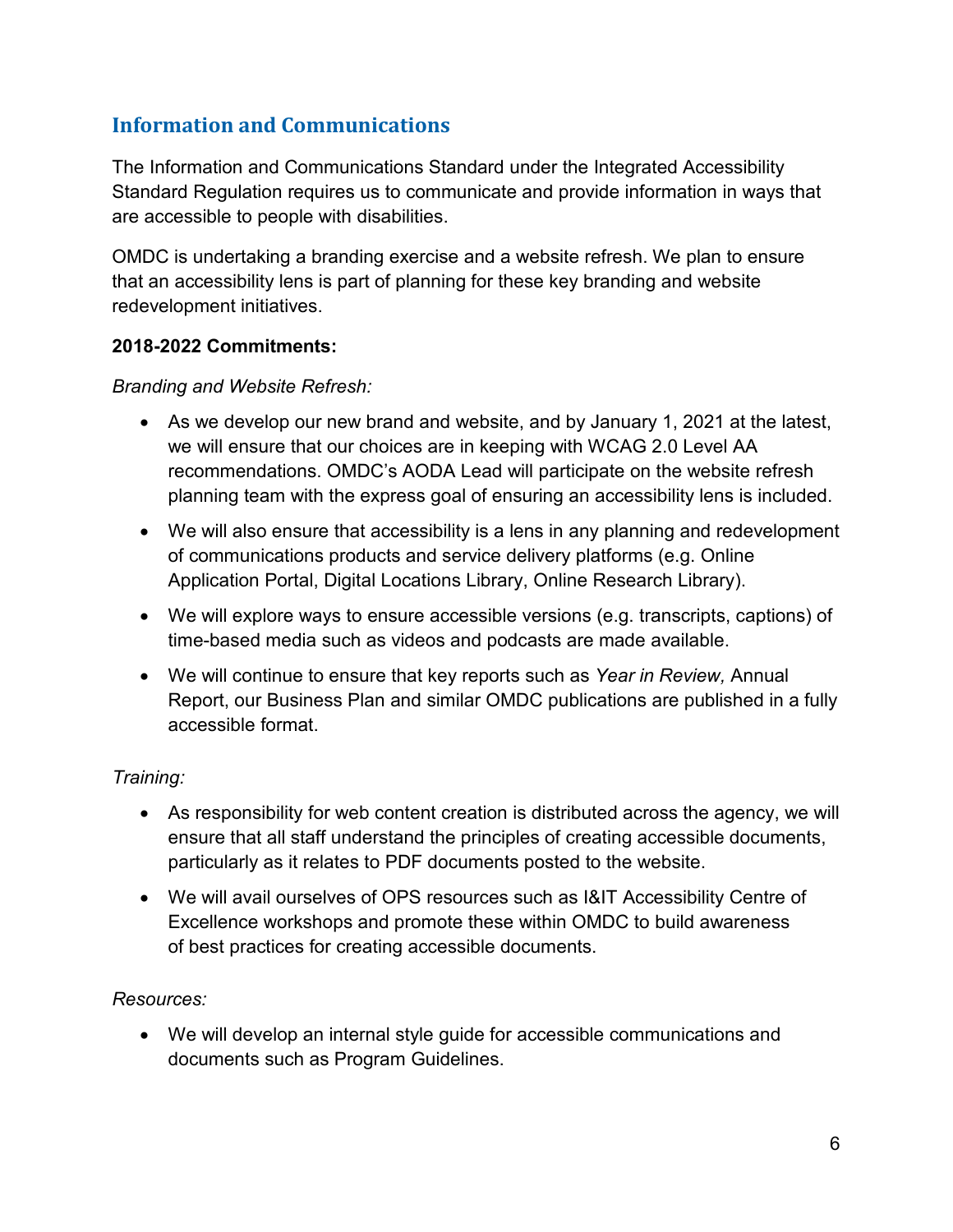## Information and Communications

The Information and Communications Standard under the Integrated Accessibility Standard Regulation requires us to communicate and provide information in ways that are accessible to people with disabilities.

OMDC is undertaking a branding exercise and a website refresh. We plan to ensure that an accessibility lens is part of planning for these key branding and website redevelopment initiatives.

**2018-2022 Commitments:**

*Branding and Website Refresh:*

- As we develop our new brand and website, and by January 1, 2021 at the latest, we will ensure that our choices are in keeping with WCAG 2.0 Level AA recommendations. OMDC's AODA Lead will participate on the website refresh planning team with the express goal of ensuring an accessibility lens is included.
- We will also ensure that accessibility is a lens in any planning and redevelopment of communications products and service delivery platforms (e.g. Online Application Portal, Digital Locations Library, Online Research Library).
- We will explore ways to ensure accessible versions (e.g. transcripts, captions) of time-based media such as videos and podcasts are made available.
- We will continue to ensure that key reports such as *Year in Review,* Annual Report, our Business Plan and similar OMDC publications are published in a fully accessible format.

*Training:*

- As responsibility for web content creation is distributed across the agency, we will ensure that all staff understand the principles of creating accessible documents, particularly as it relates to PDF documents posted to the website.
- We will avail ourselves of OPS resources such as I&IT Accessibility Centre of Excellence workshops and promote these within OMDC to build awareness of best practices for creating accessible documents.

*Resources:*

- We will develop an internal style guide for accessible communications and documents such as Program Guidelines.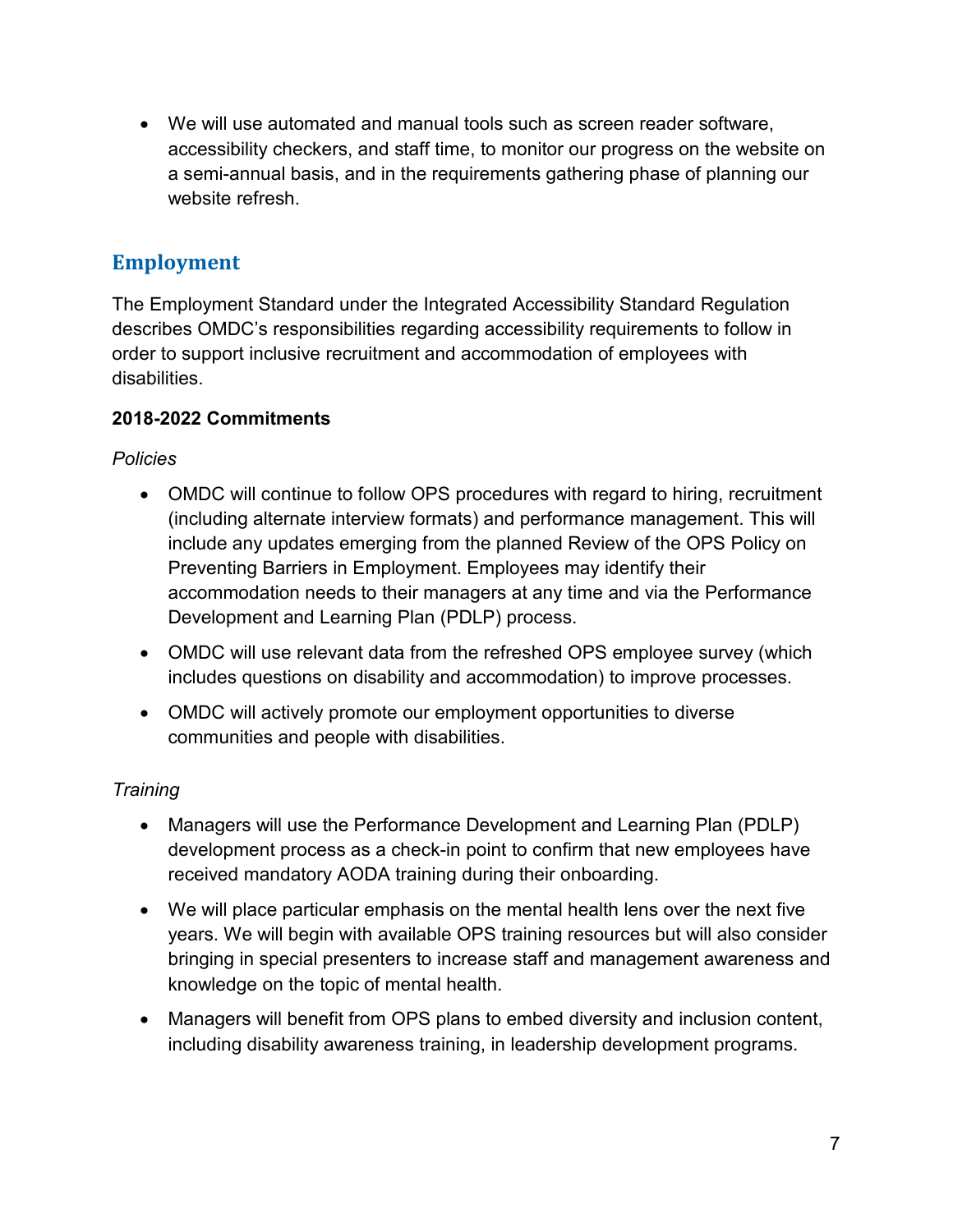- We will use automated and manual tools such as screen reader software, accessibility checkers, and staff time, to monitor our progress on the website on a semi-annual basis, and in the requirements gathering phase of planning our website refresh.

## Employment

The Employment Standard under the Integrated Accessibility Standard Regulation describes OMDC's responsibilities regarding accessibility requirements to follow in order to support inclusive recruitment and accommodation of employees with disabilities.

**2018-2022 Commitments**

*Policies*

- OMDC will continue to follow OPS procedures with regard to hiring, recruitment (including alternate interview formats) and performance management. This will include any updates emerging from the planned Review of the OPS Policy on Preventing Barriers in Employment. Employees may identify their accommodation needs to their managers at any time and via the Performance Development and Learning Plan (PDLP) process.
- OMDC will use relevant data from the refreshed OPS employee survey (which includes questions on disability and accommodation) to improve processes.
- OMDC will actively promote our employment opportunities to diverse communities and people with disabilities.

*Training*

- Managers will use the Performance Development and Learning Plan (PDLP) development process as a check-in point to confirm that new employees have received mandatory AODA training during their onboarding.
- We will place particular emphasis on the mental health lens over the next five years. We will begin with available OPS training resources but will also consider bringing in special presenters to increase staff and management awareness and knowledge on the topic of mental health.
- Managers will benefit from OPS plans to embed diversity and inclusion content, including disability awareness training, in leadership development programs.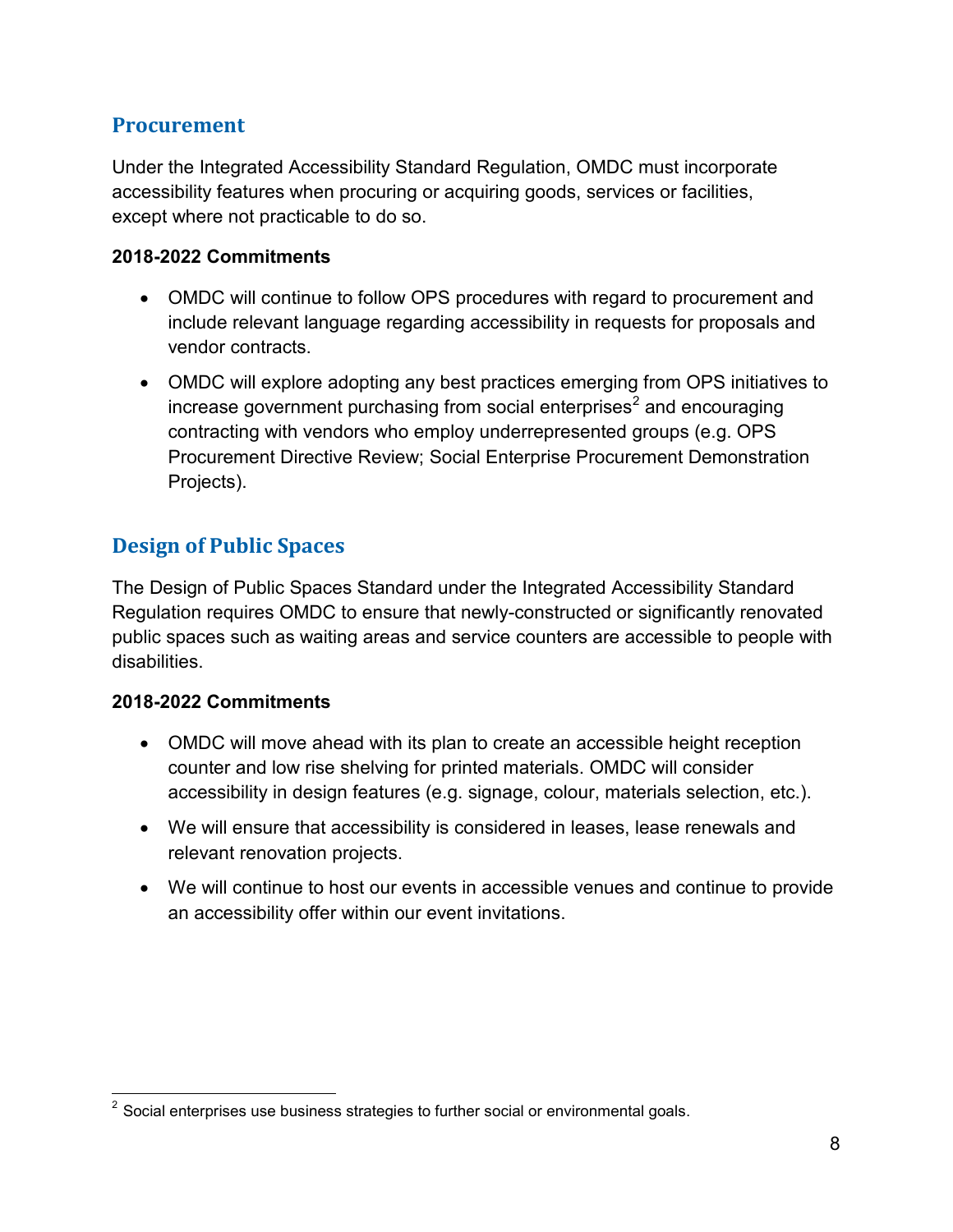## Procurement

Under the Integrated Accessibility Standard Regulation, OMDC must incorporate accessibility features when procuring or acquiring goods, services or facilities, except where not practicable to do so.

**2018-2022 Commitments**

- OMDC will continue to follow OPS procedures with regard to procurement and include relevant language regarding accessibility in requests for proposals and vendor contracts.
- OMDC will explore adopting any best practices emerging from OPS initiatives to increase government purchasing from social enterprises[2] and encouraging contracting with vendors who employ underrepresented groups (e.g. OPS Procurement Directive Review; Social Enterprise Procurement Demonstration Projects).

## Design of Public Spaces

The Design of Public Spaces Standard under the Integrated Accessibility Standard Regulation requires OMDC to ensure that newly-constructed or significantly renovated public spaces such as waiting areas and service counters are accessible to people with disabilities.

**2018-2022 Commitments**

- OMDC will move ahead with its plan to create an accessible height reception counter and low rise shelving for printed materials. OMDC will consider accessibility in design features (e.g. signage, colour, materials selection, etc.).
- We will ensure that accessibility is considered in leases, lease renewals and relevant renovation projects.
- We will continue to host our events in accessible venues and continue to provide an accessibility offer within our event invitations.

[2] Social enterprises use business strategies to further social or environmental goals.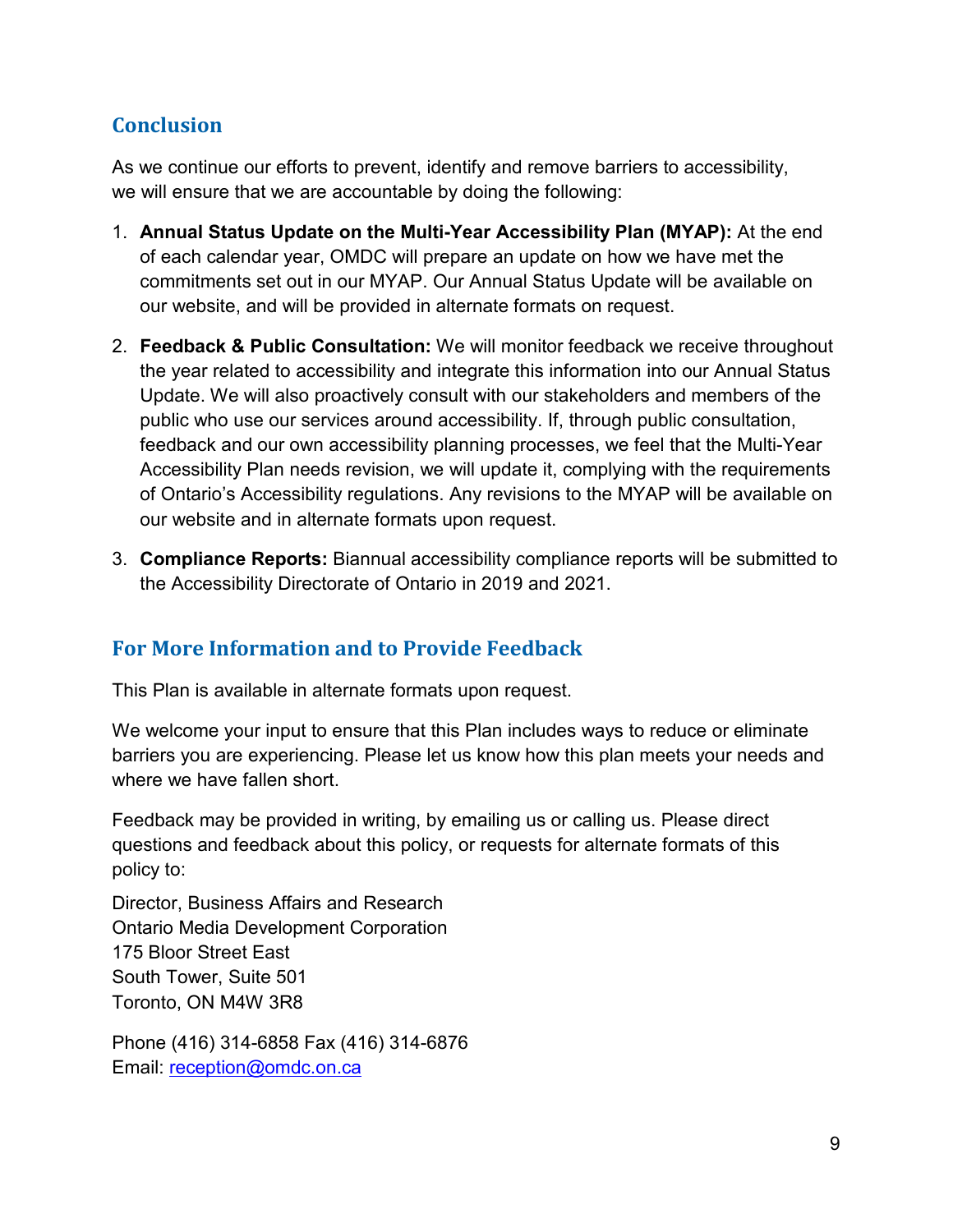## Conclusion

As we continue our efforts to prevent, identify and remove barriers to accessibility, we will ensure that we are accountable by doing the following:

1. **Annual Status Update on the Multi-Year Accessibility Plan (MYAP):** At the end of each calendar year, OMDC will prepare an update on how we have met the commitments set out in our MYAP. Our Annual Status Update will be available on our website, and will be provided in alternate formats on request.
2. **Feedback & Public Consultation:** We will monitor feedback we receive throughout the year related to accessibility and integrate this information into our Annual Status Update. We will also proactively consult with our stakeholders and members of the public who use our services around accessibility. If, through public consultation, feedback and our own accessibility planning processes, we feel that the Multi-Year Accessibility Plan needs revision, we will update it, complying with the requirements of Ontario's Accessibility regulations. Any revisions to the MYAP will be available on our website and in alternate formats upon request.
3. **Compliance Reports:** Biannual accessibility compliance reports will be submitted to the Accessibility Directorate of Ontario in 2019 and 2021.

## For More Information and to Provide Feedback

This Plan is available in alternate formats upon request.

We welcome your input to ensure that this Plan includes ways to reduce or eliminate barriers you are experiencing. Please let us know how this plan meets your needs and where we have fallen short.

Feedback may be provided in writing, by emailing us or calling us. Please direct questions and feedback about this policy, or requests for alternate formats of this policy to:

Director, Business Affairs and Research
Ontario Media Development Corporation
175 Bloor Street East
South Tower, Suite 501
Toronto, ON M4W 3R8

Phone (416) 314-6858 Fax (416) 314-6876
Email: reception@omdc.on.ca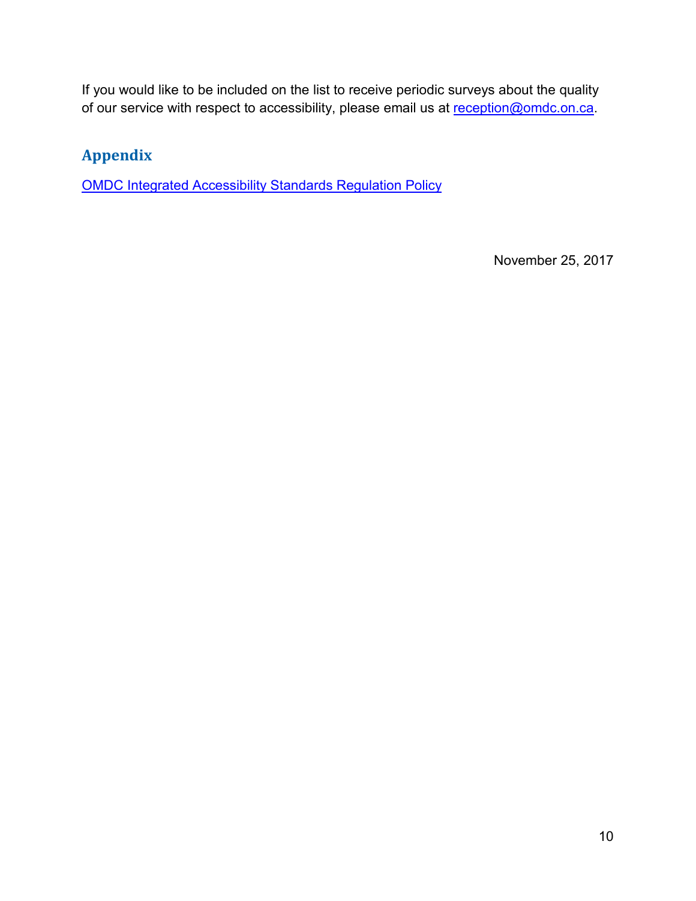If you would like to be included on the list to receive periodic surveys about the quality of our service with respect to accessibility, please email us at reception@omdc.on.ca.

## Appendix

OMDC Integrated Accessibility Standards Regulation Policy

November 25, 2017